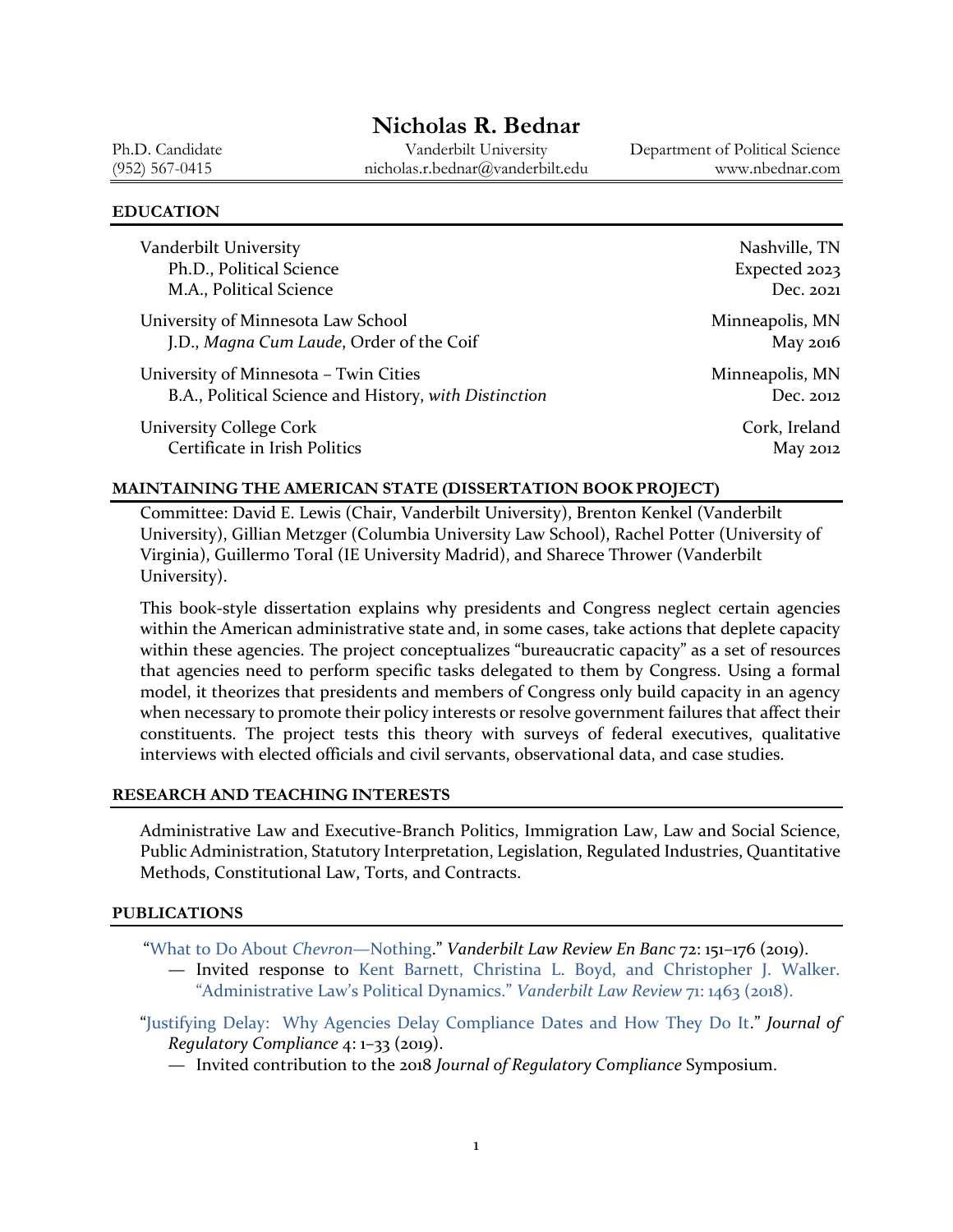# Nicholas R. Bednar

Ph.D. Candidate | Vanderbilt University | Department of Political Science
(952) 567-0415 | nicholas.r.bednar@vanderbilt.edu | www.nbednar.com

## EDUCATION

Vanderbilt University — Nashville, TN
- Ph.D., Political Science — Expected 2023
- M.A., Political Science — Dec. 2021

University of Minnesota Law School — Minneapolis, MN
- J.D., *Magna Cum Laude*, Order of the Coif — May 2016

University of Minnesota – Twin Cities — Minneapolis, MN
- B.A., Political Science and History, *with Distinction* — Dec. 2012

University College Cork — Cork, Ireland
- Certificate in Irish Politics — May 2012

## MAINTAINING THE AMERICAN STATE (DISSERTATION BOOK PROJECT)

Committee: David E. Lewis (Chair, Vanderbilt University), Brenton Kenkel (Vanderbilt University), Gillian Metzger (Columbia University Law School), Rachel Potter (University of Virginia), Guillermo Toral (IE University Madrid), and Sharece Thrower (Vanderbilt University).

This book-style dissertation explains why presidents and Congress neglect certain agencies within the American administrative state and, in some cases, take actions that deplete capacity within these agencies. The project conceptualizes "bureaucratic capacity" as a set of resources that agencies need to perform specific tasks delegated to them by Congress. Using a formal model, it theorizes that presidents and members of Congress only build capacity in an agency when necessary to promote their policy interests or resolve government failures that affect their constituents. The project tests this theory with surveys of federal executives, qualitative interviews with elected officials and civil servants, observational data, and case studies.

## RESEARCH AND TEACHING INTERESTS

Administrative Law and Executive-Branch Politics, Immigration Law, Law and Social Science, Public Administration, Statutory Interpretation, Legislation, Regulated Industries, Quantitative Methods, Constitutional Law, Torts, and Contracts.

## PUBLICATIONS

"What to Do About *Chevron*—Nothing." *Vanderbilt Law Review En Banc* 72: 151–176 (2019).
— Invited response to Kent Barnett, Christina L. Boyd, and Christopher J. Walker. "Administrative Law's Political Dynamics." *Vanderbilt Law Review* 71: 1463 (2018).

"Justifying Delay: Why Agencies Delay Compliance Dates and How They Do It." *Journal of Regulatory Compliance* 4: 1–33 (2019).
— Invited contribution to the 2018 *Journal of Regulatory Compliance* Symposium.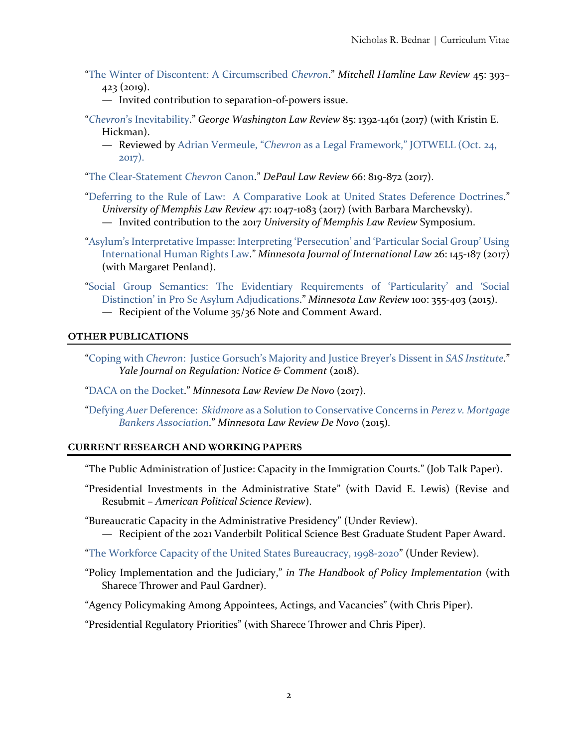"The Winter of Discontent: A Circumscribed *Chevron*." *Mitchell Hamline Law Review* 45: 393–423 (2019).
— Invited contribution to separation-of-powers issue.

"*Chevron*'s Inevitability." *George Washington Law Review* 85: 1392-1461 (2017) (with Kristin E. Hickman).
— Reviewed by Adrian Vermeule, "*Chevron* as a Legal Framework," JOTWELL (Oct. 24, 2017).

"The Clear-Statement *Chevron* Canon." *DePaul Law Review* 66: 819-872 (2017).

"Deferring to the Rule of Law: A Comparative Look at United States Deference Doctrines." *University of Memphis Law Review* 47: 1047-1083 (2017) (with Barbara Marchevsky).
— Invited contribution to the 2017 *University of Memphis Law Review* Symposium.

"Asylum's Interpretative Impasse: Interpreting 'Persecution' and 'Particular Social Group' Using International Human Rights Law." *Minnesota Journal of International Law* 26: 145-187 (2017) (with Margaret Penland).

"Social Group Semantics: The Evidentiary Requirements of 'Particularity' and 'Social Distinction' in Pro Se Asylum Adjudications." *Minnesota Law Review* 100: 355-403 (2015).
— Recipient of the Volume 35/36 Note and Comment Award.

## OTHER PUBLICATIONS

"Coping with *Chevron*: Justice Gorsuch's Majority and Justice Breyer's Dissent in *SAS Institute*." *Yale Journal on Regulation: Notice & Comment* (2018).

"DACA on the Docket." *Minnesota Law Review De Novo* (2017).

"Defying *Auer* Deference: *Skidmore* as a Solution to Conservative Concerns in *Perez v. Mortgage Bankers Association*." *Minnesota Law Review De Novo* (2015).

## CURRENT RESEARCH AND WORKING PAPERS

"The Public Administration of Justice: Capacity in the Immigration Courts." (Job Talk Paper).

"Presidential Investments in the Administrative State" (with David E. Lewis) (Revise and Resubmit – *American Political Science Review*).

"Bureaucratic Capacity in the Administrative Presidency" (Under Review).
— Recipient of the 2021 Vanderbilt Political Science Best Graduate Student Paper Award.

"The Workforce Capacity of the United States Bureaucracy, 1998-2020" (Under Review).

"Policy Implementation and the Judiciary," *in The Handbook of Policy Implementation* (with Sharece Thrower and Paul Gardner).

"Agency Policymaking Among Appointees, Actings, and Vacancies" (with Chris Piper).

"Presidential Regulatory Priorities" (with Sharece Thrower and Chris Piper).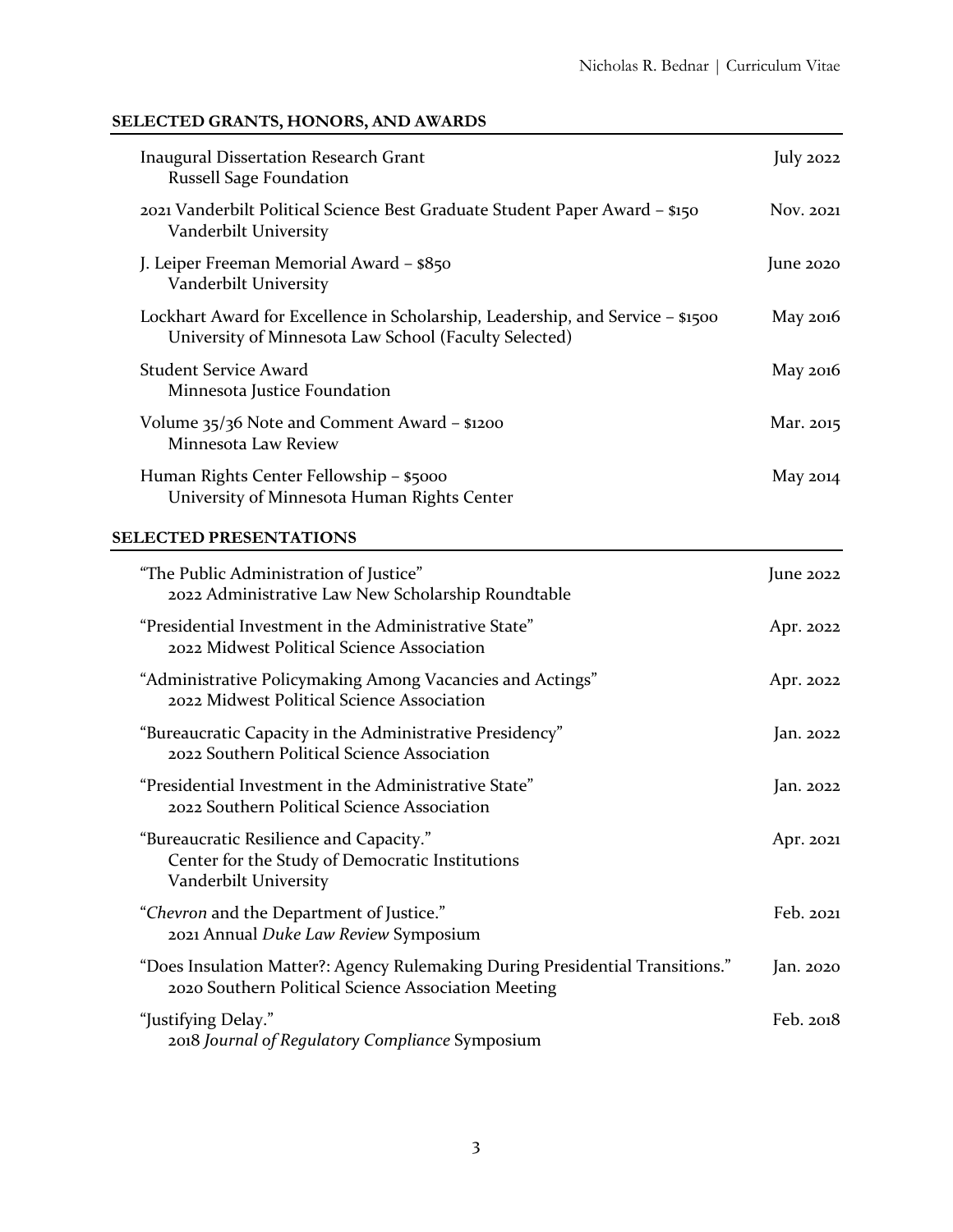## SELECTED GRANTS, HONORS, AND AWARDS

Inaugural Dissertation Research Grant — July 2022
Russell Sage Foundation

2021 Vanderbilt Political Science Best Graduate Student Paper Award – $150 — Nov. 2021
Vanderbilt University

J. Leiper Freeman Memorial Award – $850 — June 2020
Vanderbilt University

Lockhart Award for Excellence in Scholarship, Leadership, and Service – $1500 — May 2016
University of Minnesota Law School (Faculty Selected)

Student Service Award — May 2016
Minnesota Justice Foundation

Volume 35/36 Note and Comment Award – $1200 — Mar. 2015
Minnesota Law Review

Human Rights Center Fellowship – $5000 — May 2014
University of Minnesota Human Rights Center

## SELECTED PRESENTATIONS

"The Public Administration of Justice" — June 2022
2022 Administrative Law New Scholarship Roundtable

"Presidential Investment in the Administrative State" — Apr. 2022
2022 Midwest Political Science Association

"Administrative Policymaking Among Vacancies and Actings" — Apr. 2022
2022 Midwest Political Science Association

"Bureaucratic Capacity in the Administrative Presidency" — Jan. 2022
2022 Southern Political Science Association

"Presidential Investment in the Administrative State" — Jan. 2022
2022 Southern Political Science Association

"Bureaucratic Resilience and Capacity." — Apr. 2021
Center for the Study of Democratic Institutions
Vanderbilt University

"*Chevron* and the Department of Justice." — Feb. 2021
2021 Annual *Duke Law Review* Symposium

"Does Insulation Matter?: Agency Rulemaking During Presidential Transitions." — Jan. 2020
2020 Southern Political Science Association Meeting

"Justifying Delay." — Feb. 2018
2018 *Journal of Regulatory Compliance* Symposium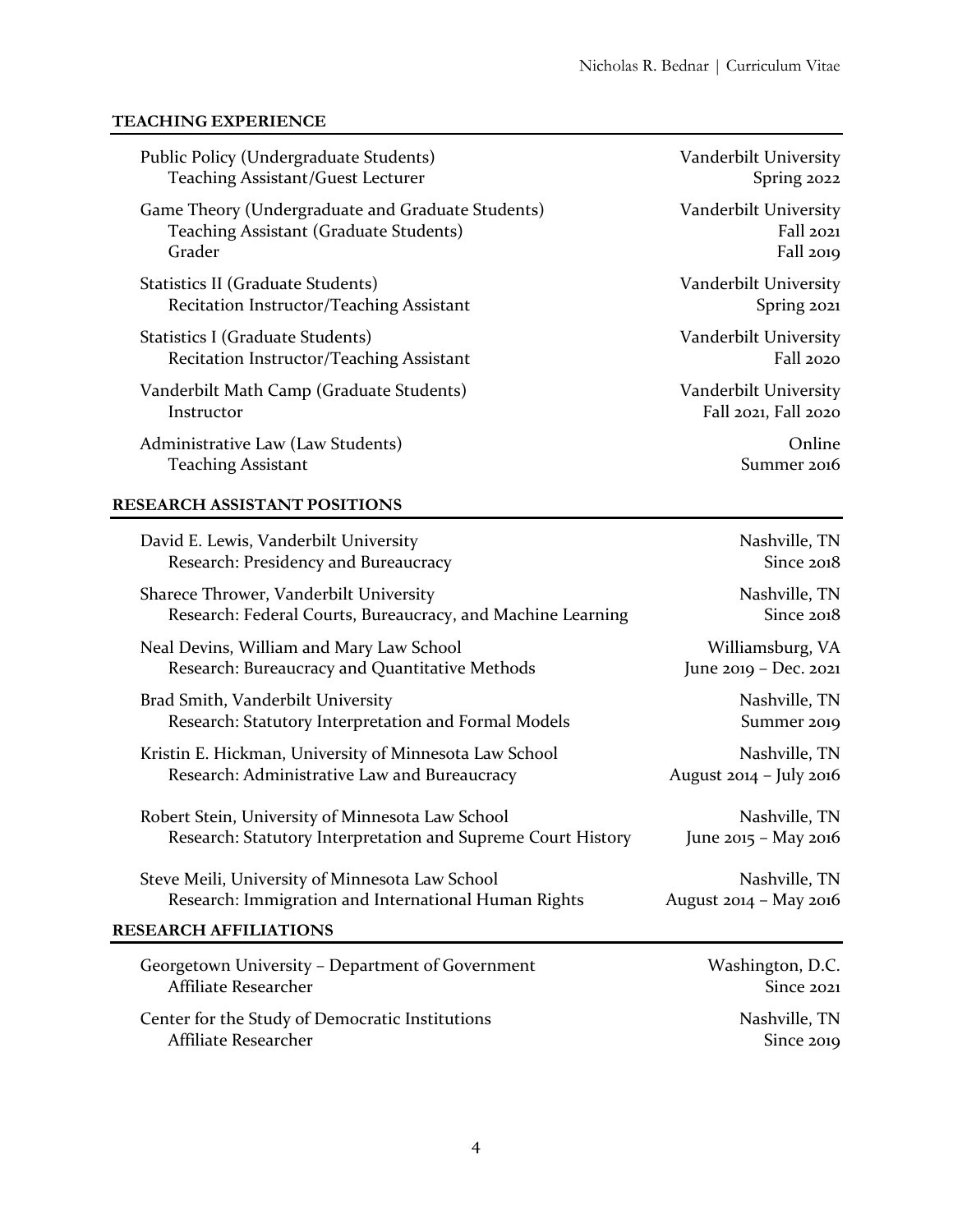## TEACHING EXPERIENCE

Public Policy (Undergraduate Students) — Vanderbilt University
Teaching Assistant/Guest Lecturer — Spring 2022

Game Theory (Undergraduate and Graduate Students) — Vanderbilt University
Teaching Assistant (Graduate Students) — Fall 2021
Grader — Fall 2019

Statistics II (Graduate Students) — Vanderbilt University
Recitation Instructor/Teaching Assistant — Spring 2021

Statistics I (Graduate Students) — Vanderbilt University
Recitation Instructor/Teaching Assistant — Fall 2020

Vanderbilt Math Camp (Graduate Students) — Vanderbilt University
Instructor — Fall 2021, Fall 2020

Administrative Law (Law Students) — Online
Teaching Assistant — Summer 2016

## RESEARCH ASSISTANT POSITIONS

David E. Lewis, Vanderbilt University — Nashville, TN
Research: Presidency and Bureaucracy — Since 2018

Sharece Thrower, Vanderbilt University — Nashville, TN
Research: Federal Courts, Bureaucracy, and Machine Learning — Since 2018

Neal Devins, William and Mary Law School — Williamsburg, VA
Research: Bureaucracy and Quantitative Methods — June 2019 – Dec. 2021

Brad Smith, Vanderbilt University — Nashville, TN
Research: Statutory Interpretation and Formal Models — Summer 2019

Kristin E. Hickman, University of Minnesota Law School — Nashville, TN
Research: Administrative Law and Bureaucracy — August 2014 – July 2016

Robert Stein, University of Minnesota Law School — Nashville, TN
Research: Statutory Interpretation and Supreme Court History — June 2015 – May 2016

Steve Meili, University of Minnesota Law School — Nashville, TN
Research: Immigration and International Human Rights — August 2014 – May 2016

## RESEARCH AFFILIATIONS

Georgetown University – Department of Government — Washington, D.C.
Affiliate Researcher — Since 2021

Center for the Study of Democratic Institutions — Nashville, TN
Affiliate Researcher — Since 2019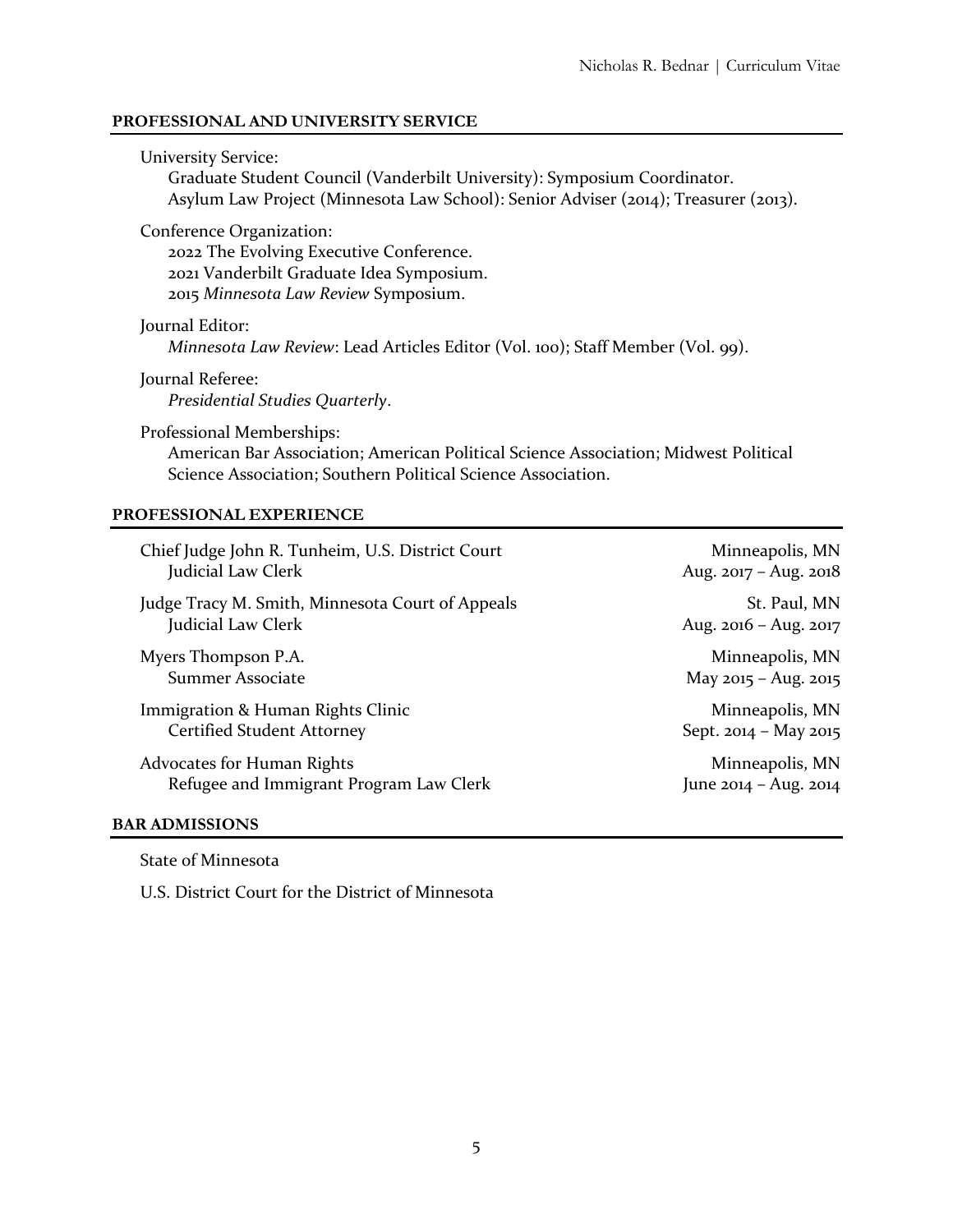## PROFESSIONAL AND UNIVERSITY SERVICE

University Service:

Graduate Student Council (Vanderbilt University): Symposium Coordinator.
Asylum Law Project (Minnesota Law School): Senior Adviser (2014); Treasurer (2013).

Conference Organization:

2022 The Evolving Executive Conference.
2021 Vanderbilt Graduate Idea Symposium.
2015 *Minnesota Law Review* Symposium.

Journal Editor:

*Minnesota Law Review*: Lead Articles Editor (Vol. 100); Staff Member (Vol. 99).

Journal Referee:

*Presidential Studies Quarterly*.

Professional Memberships:

American Bar Association; American Political Science Association; Midwest Political Science Association; Southern Political Science Association.

## PROFESSIONAL EXPERIENCE

Chief Judge John R. Tunheim, U.S. District Court — Minneapolis, MN
Judicial Law Clerk — Aug. 2017 – Aug. 2018

Judge Tracy M. Smith, Minnesota Court of Appeals — St. Paul, MN
Judicial Law Clerk — Aug. 2016 – Aug. 2017

Myers Thompson P.A. — Minneapolis, MN
Summer Associate — May 2015 – Aug. 2015

Immigration & Human Rights Clinic — Minneapolis, MN
Certified Student Attorney — Sept. 2014 – May 2015

Advocates for Human Rights — Minneapolis, MN
Refugee and Immigrant Program Law Clerk — June 2014 – Aug. 2014

## BAR ADMISSIONS

State of Minnesota

U.S. District Court for the District of Minnesota